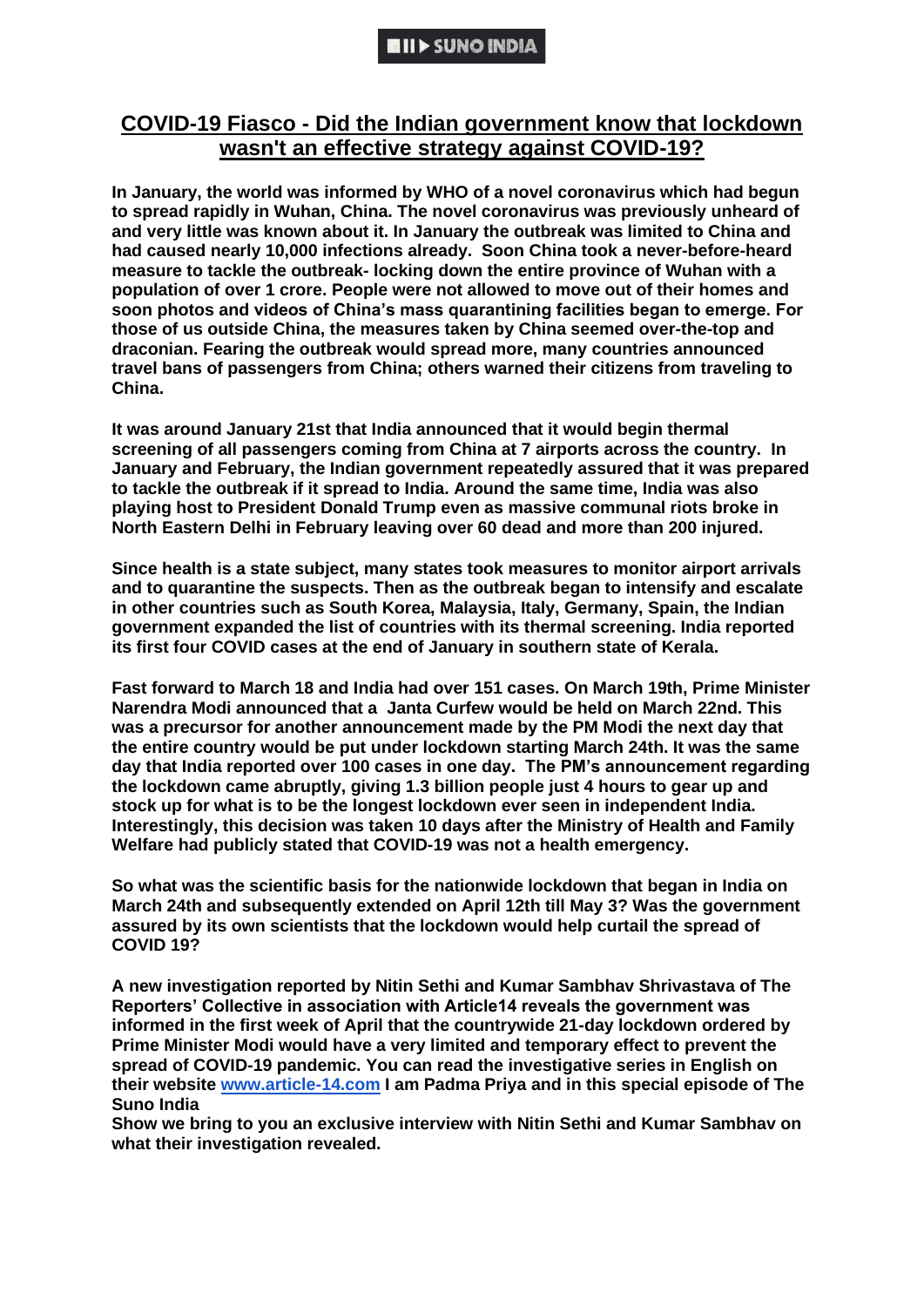SUNO INDIA

# COVID-19 Fiasco - Did the Indian government know that lockdown wasn't an effective strategy against COVID-19?

**In January, the world was informed by WHO of a novel coronavirus which had begun to spread rapidly in Wuhan, China. The novel coronavirus was previously unheard of and very little was known about it. In January the outbreak was limited to China and had caused nearly 10,000 infections already. Soon China took a never-before-heard measure to tackle the outbreak- locking down the entire province of Wuhan with a population of over 1 crore. People were not allowed to move out of their homes and soon photos and videos of China's mass quarantining facilities began to emerge. For those of us outside China, the measures taken by China seemed over-the-top and draconian. Fearing the outbreak would spread more, many countries announced travel bans of passengers from China; others warned their citizens from traveling to China.**

**It was around January 21st that India announced that it would begin thermal screening of all passengers coming from China at 7 airports across the country. In January and February, the Indian government repeatedly assured that it was prepared to tackle the outbreak if it spread to India. Around the same time, India was also playing host to President Donald Trump even as massive communal riots broke in North Eastern Delhi in February leaving over 60 dead and more than 200 injured.**

**Since health is a state subject, many states took measures to monitor airport arrivals and to quarantine the suspects. Then as the outbreak began to intensify and escalate in other countries such as South Korea, Malaysia, Italy, Germany, Spain, the Indian government expanded the list of countries with its thermal screening. India reported its first four COVID cases at the end of January in southern state of Kerala.**

**Fast forward to March 18 and India had over 151 cases. On March 19th, Prime Minister Narendra Modi announced that a Janta Curfew would be held on March 22nd. This was a precursor for another announcement made by the PM Modi the next day that the entire country would be put under lockdown starting March 24th. It was the same day that India reported over 100 cases in one day. The PM's announcement regarding the lockdown came abruptly, giving 1.3 billion people just 4 hours to gear up and stock up for what is to be the longest lockdown ever seen in independent India. Interestingly, this decision was taken 10 days after the Ministry of Health and Family Welfare had publicly stated that COVID-19 was not a health emergency.**

**So what was the scientific basis for the nationwide lockdown that began in India on March 24th and subsequently extended on April 12th till May 3? Was the government assured by its own scientists that the lockdown would help curtail the spread of COVID 19?**

**A new investigation reported by Nitin Sethi and Kumar Sambhav Shrivastava of The Reporters' Collective in association with Article14 reveals the government was informed in the first week of April that the countrywide 21-day lockdown ordered by Prime Minister Modi would have a very limited and temporary effect to prevent the spread of COVID-19 pandemic. You can read the investigative series in English on their website [www.article-14.com](http://www.article-14.com) I am Padma Priya and in this special episode of The Suno India Show we bring to you an exclusive interview with Nitin Sethi and Kumar Sambhav on what their investigation revealed.**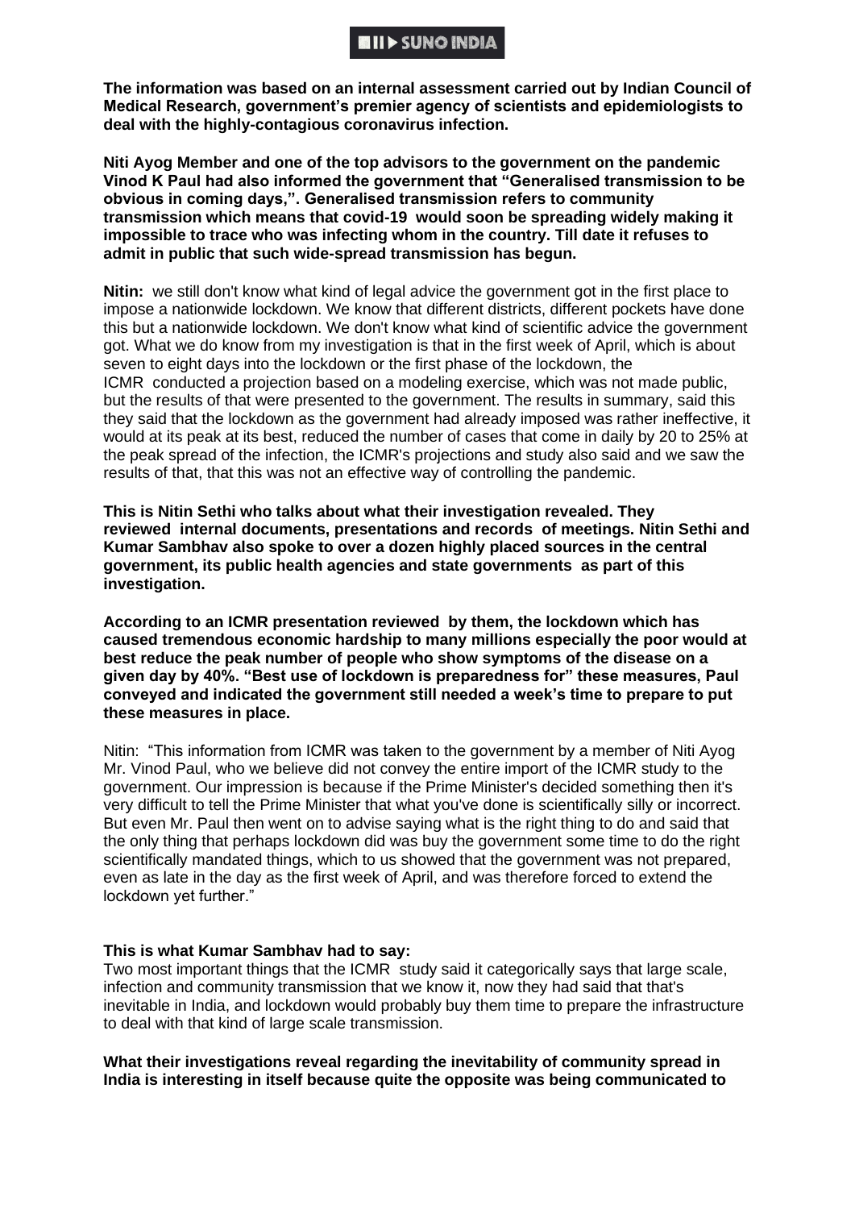**The information was based on an internal assessment carried out by Indian Council of Medical Research, government's premier agency of scientists and epidemiologists to deal with the highly-contagious coronavirus infection.**

**Niti Ayog Member and one of the top advisors to the government on the pandemic Vinod K Paul had also informed the government that "Generalised transmission to be obvious in coming days,". Generalised transmission refers to community transmission which means that covid-19 would soon be spreading widely making it impossible to trace who was infecting whom in the country. Till date it refuses to admit in public that such wide-spread transmission has begun.**

**Nitin:** we still don't know what kind of legal advice the government got in the first place to impose a nationwide lockdown. We know that different districts, different pockets have done this but a nationwide lockdown. We don't know what kind of scientific advice the government got. What we do know from my investigation is that in the first week of April, which is about seven to eight days into the lockdown or the first phase of the lockdown, the ICMR conducted a projection based on a modeling exercise, which was not made public, but the results of that were presented to the government. The results in summary, said this they said that the lockdown as the government had already imposed was rather ineffective, it would at its peak at its best, reduced the number of cases that come in daily by 20 to 25% at the peak spread of the infection, the ICMR's projections and study also said and we saw the results of that, that this was not an effective way of controlling the pandemic.

**This is Nitin Sethi who talks about what their investigation revealed. They reviewed internal documents, presentations and records of meetings. Nitin Sethi and Kumar Sambhav also spoke to over a dozen highly placed sources in the central government, its public health agencies and state governments as part of this investigation.**

**According to an ICMR presentation reviewed by them, the lockdown which has caused tremendous economic hardship to many millions especially the poor would at best reduce the peak number of people who show symptoms of the disease on a given day by 40%. "Best use of lockdown is preparedness for" these measures, Paul conveyed and indicated the government still needed a week's time to prepare to put these measures in place.**

Nitin: "This information from ICMR was taken to the government by a member of Niti Ayog Mr. Vinod Paul, who we believe did not convey the entire import of the ICMR study to the government. Our impression is because if the Prime Minister's decided something then it's very difficult to tell the Prime Minister that what you've done is scientifically silly or incorrect. But even Mr. Paul then went on to advise saying what is the right thing to do and said that the only thing that perhaps lockdown did was buy the government some time to do the right scientifically mandated things, which to us showed that the government was not prepared, even as late in the day as the first week of April, and was therefore forced to extend the lockdown yet further."

**This is what Kumar Sambhav had to say:**
Two most important things that the ICMR study said it categorically says that large scale, infection and community transmission that we know it, now they had said that that's inevitable in India, and lockdown would probably buy them time to prepare the infrastructure to deal with that kind of large scale transmission.

**What their investigations reveal regarding the inevitability of community spread in India is interesting in itself because quite the opposite was being communicated to**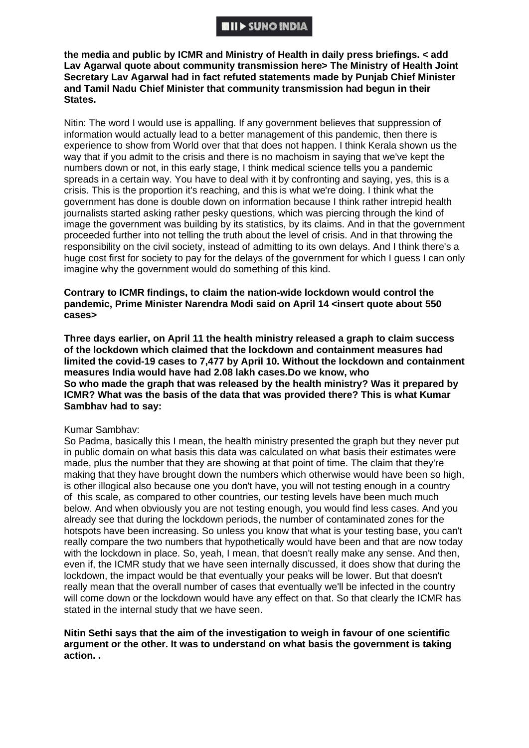**the media and public by ICMR and Ministry of Health in daily press briefings. < add Lav Agarwal quote about community transmission here> The Ministry of Health Joint Secretary Lav Agarwal had in fact refuted statements made by Punjab Chief Minister and Tamil Nadu Chief Minister that community transmission had begun in their States.**

Nitin: The word I would use is appalling. If any government believes that suppression of information would actually lead to a better management of this pandemic, then there is experience to show from World over that that does not happen. I think Kerala shown us the way that if you admit to the crisis and there is no machoism in saying that we've kept the numbers down or not, in this early stage, I think medical science tells you a pandemic spreads in a certain way. You have to deal with it by confronting and saying, yes, this is a crisis. This is the proportion it's reaching, and this is what we're doing. I think what the government has done is double down on information because I think rather intrepid health journalists started asking rather pesky questions, which was piercing through the kind of image the government was building by its statistics, by its claims. And in that the government proceeded further into not telling the truth about the level of crisis. And in that throwing the responsibility on the civil society, instead of admitting to its own delays. And I think there's a huge cost first for society to pay for the delays of the government for which I guess I can only imagine why the government would do something of this kind.

**Contrary to ICMR findings, to claim the nation-wide lockdown would control the pandemic, Prime Minister Narendra Modi said on April 14 <insert quote about 550 cases>**

**Three days earlier, on April 11 the health ministry released a graph to claim success of the lockdown which claimed that the lockdown and containment measures had limited the covid-19 cases to 7,477 by April 10. Without the lockdown and containment measures India would have had 2.08 lakh cases.Do we know, who So who made the graph that was released by the health ministry? Was it prepared by ICMR? What was the basis of the data that was provided there? This is what Kumar Sambhav had to say:**

Kumar Sambhav:
So Padma, basically this I mean, the health ministry presented the graph but they never put in public domain on what basis this data was calculated on what basis their estimates were made, plus the number that they are showing at that point of time. The claim that they're making that they have brought down the numbers which otherwise would have been so high, is other illogical also because one you don't have, you will not testing enough in a country of this scale, as compared to other countries, our testing levels have been much much below. And when obviously you are not testing enough, you would find less cases. And you already see that during the lockdown periods, the number of contaminated zones for the hotspots have been increasing. So unless you know that what is your testing base, you can't really compare the two numbers that hypothetically would have been and that are now today with the lockdown in place. So, yeah, I mean, that doesn't really make any sense. And then, even if, the ICMR study that we have seen internally discussed, it does show that during the lockdown, the impact would be that eventually your peaks will be lower. But that doesn't really mean that the overall number of cases that eventually we'll be infected in the country will come down or the lockdown would have any effect on that. So that clearly the ICMR has stated in the internal study that we have seen.

**Nitin Sethi says that the aim of the investigation to weigh in favour of one scientific argument or the other. It was to understand on what basis the government is taking action. .**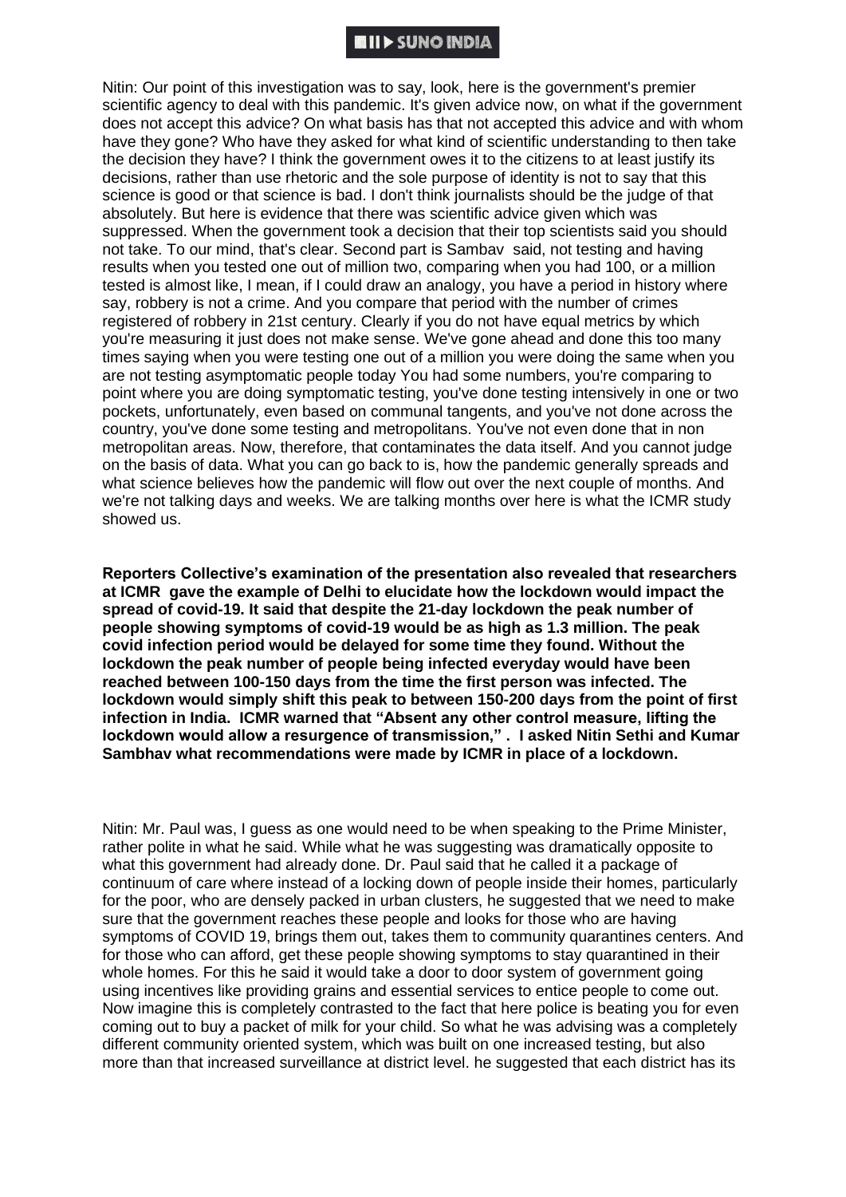Nitin: Our point of this investigation was to say, look, here is the government's premier scientific agency to deal with this pandemic. It's given advice now, on what if the government does not accept this advice? On what basis has that not accepted this advice and with whom have they gone? Who have they asked for what kind of scientific understanding to then take the decision they have? I think the government owes it to the citizens to at least justify its decisions, rather than use rhetoric and the sole purpose of identity is not to say that this science is good or that science is bad. I don't think journalists should be the judge of that absolutely. But here is evidence that there was scientific advice given which was suppressed. When the government took a decision that their top scientists said you should not take. To our mind, that's clear. Second part is Sambav said, not testing and having results when you tested one out of million two, comparing when you had 100, or a million tested is almost like, I mean, if I could draw an analogy, you have a period in history where say, robbery is not a crime. And you compare that period with the number of crimes registered of robbery in 21st century. Clearly if you do not have equal metrics by which you're measuring it just does not make sense. We've gone ahead and done this too many times saying when you were testing one out of a million you were doing the same when you are not testing asymptomatic people today You had some numbers, you're comparing to point where you are doing symptomatic testing, you've done testing intensively in one or two pockets, unfortunately, even based on communal tangents, and you've not done across the country, you've done some testing and metropolitans. You've not even done that in non metropolitan areas. Now, therefore, that contaminates the data itself. And you cannot judge on the basis of data. What you can go back to is, how the pandemic generally spreads and what science believes how the pandemic will flow out over the next couple of months. And we're not talking days and weeks. We are talking months over here is what the ICMR study showed us.

**Reporters Collective's examination of the presentation also revealed that researchers at ICMR gave the example of Delhi to elucidate how the lockdown would impact the spread of covid-19. It said that despite the 21-day lockdown the peak number of people showing symptoms of covid-19 would be as high as 1.3 million. The peak covid infection period would be delayed for some time they found. Without the lockdown the peak number of people being infected everyday would have been reached between 100-150 days from the time the first person was infected. The lockdown would simply shift this peak to between 150-200 days from the point of first infection in India. ICMR warned that "Absent any other control measure, lifting the lockdown would allow a resurgence of transmission," . I asked Nitin Sethi and Kumar Sambhav what recommendations were made by ICMR in place of a lockdown.**

Nitin: Mr. Paul was, I guess as one would need to be when speaking to the Prime Minister, rather polite in what he said. While what he was suggesting was dramatically opposite to what this government had already done. Dr. Paul said that he called it a package of continuum of care where instead of a locking down of people inside their homes, particularly for the poor, who are densely packed in urban clusters, he suggested that we need to make sure that the government reaches these people and looks for those who are having symptoms of COVID 19, brings them out, takes them to community quarantines centers. And for those who can afford, get these people showing symptoms to stay quarantined in their whole homes. For this he said it would take a door to door system of government going using incentives like providing grains and essential services to entice people to come out. Now imagine this is completely contrasted to the fact that here police is beating you for even coming out to buy a packet of milk for your child. So what he was advising was a completely different community oriented system, which was built on one increased testing, but also more than that increased surveillance at district level. he suggested that each district has its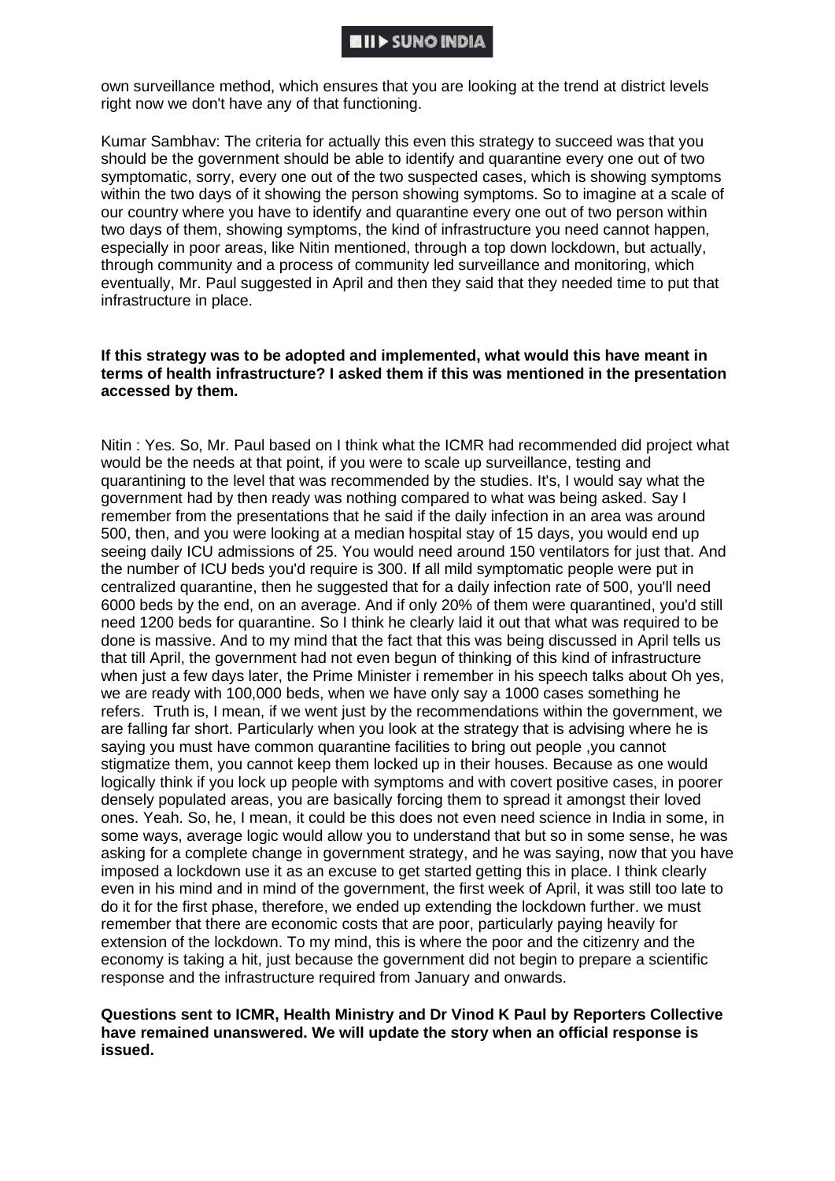own surveillance method, which ensures that you are looking at the trend at district levels right now we don't have any of that functioning.

Kumar Sambhav: The criteria for actually this even this strategy to succeed was that you should be the government should be able to identify and quarantine every one out of two symptomatic, sorry, every one out of the two suspected cases, which is showing symptoms within the two days of it showing the person showing symptoms. So to imagine at a scale of our country where you have to identify and quarantine every one out of two person within two days of them, showing symptoms, the kind of infrastructure you need cannot happen, especially in poor areas, like Nitin mentioned, through a top down lockdown, but actually, through community and a process of community led surveillance and monitoring, which eventually, Mr. Paul suggested in April and then they said that they needed time to put that infrastructure in place.

**If this strategy was to be adopted and implemented, what would this have meant in terms of health infrastructure? I asked them if this was mentioned in the presentation accessed by them.**

Nitin : Yes. So, Mr. Paul based on I think what the ICMR had recommended did project what would be the needs at that point, if you were to scale up surveillance, testing and quarantining to the level that was recommended by the studies. It's, I would say what the government had by then ready was nothing compared to what was being asked. Say I remember from the presentations that he said if the daily infection in an area was around 500, then, and you were looking at a median hospital stay of 15 days, you would end up seeing daily ICU admissions of 25. You would need around 150 ventilators for just that. And the number of ICU beds you'd require is 300. If all mild symptomatic people were put in centralized quarantine, then he suggested that for a daily infection rate of 500, you'll need 6000 beds by the end, on an average. And if only 20% of them were quarantined, you'd still need 1200 beds for quarantine. So I think he clearly laid it out that what was required to be done is massive. And to my mind that the fact that this was being discussed in April tells us that till April, the government had not even begun of thinking of this kind of infrastructure when just a few days later, the Prime Minister i remember in his speech talks about Oh yes, we are ready with 100,000 beds, when we have only say a 1000 cases something he refers. Truth is, I mean, if we went just by the recommendations within the government, we are falling far short. Particularly when you look at the strategy that is advising where he is saying you must have common quarantine facilities to bring out people ,you cannot stigmatize them, you cannot keep them locked up in their houses. Because as one would logically think if you lock up people with symptoms and with covert positive cases, in poorer densely populated areas, you are basically forcing them to spread it amongst their loved ones. Yeah. So, he, I mean, it could be this does not even need science in India in some, in some ways, average logic would allow you to understand that but so in some sense, he was asking for a complete change in government strategy, and he was saying, now that you have imposed a lockdown use it as an excuse to get started getting this in place. I think clearly even in his mind and in mind of the government, the first week of April, it was still too late to do it for the first phase, therefore, we ended up extending the lockdown further. we must remember that there are economic costs that are poor, particularly paying heavily for extension of the lockdown. To my mind, this is where the poor and the citizenry and the economy is taking a hit, just because the government did not begin to prepare a scientific response and the infrastructure required from January and onwards.

**Questions sent to ICMR, Health Ministry and Dr Vinod K Paul by Reporters Collective have remained unanswered. We will update the story when an official response is issued.**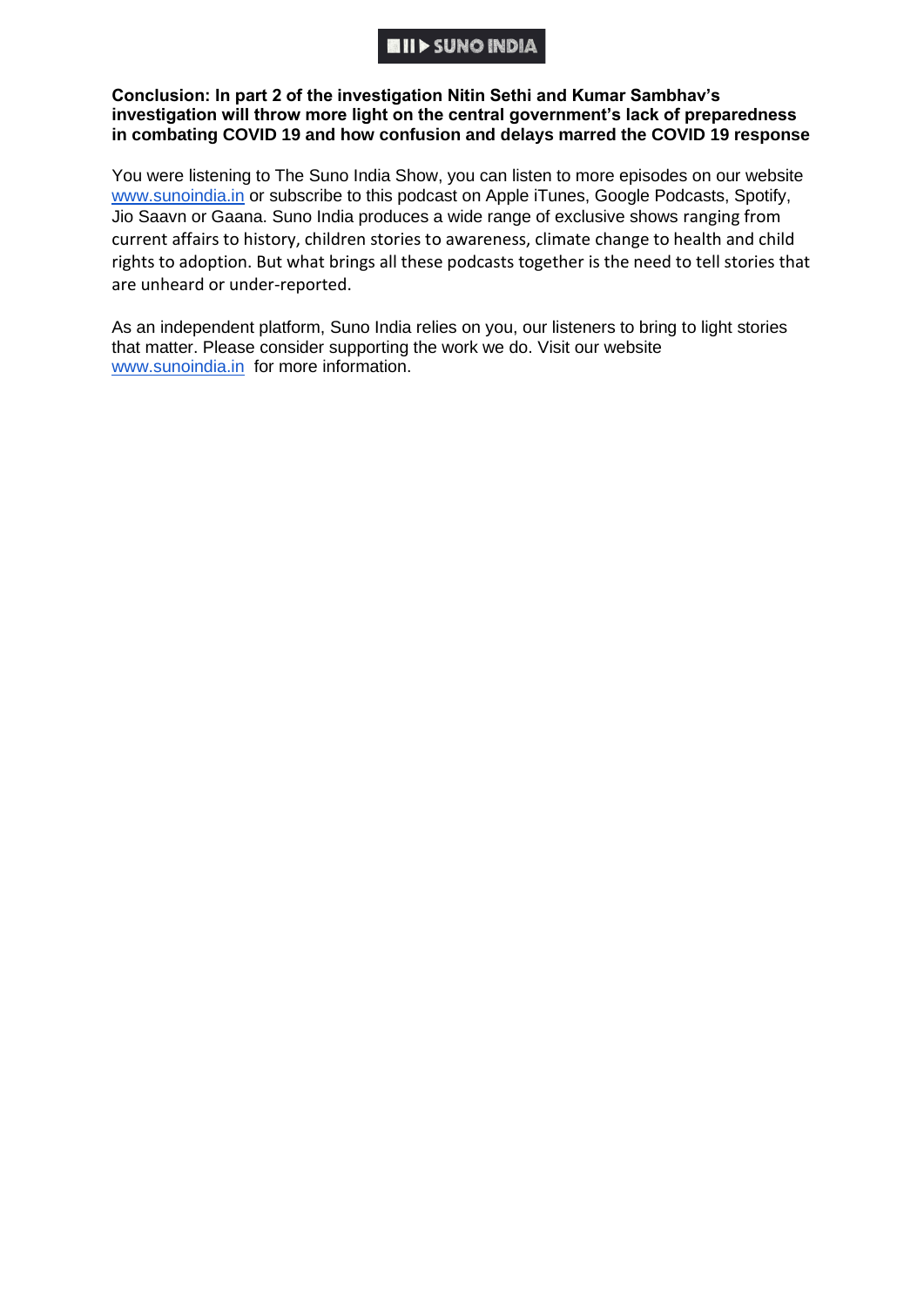**Conclusion: In part 2 of the investigation Nitin Sethi and Kumar Sambhav's investigation will throw more light on the central government's lack of preparedness in combating COVID 19 and how confusion and delays marred the COVID 19 response**

You were listening to The Suno India Show, you can listen to more episodes on our website www.sunoindia.in or subscribe to this podcast on Apple iTunes, Google Podcasts, Spotify, Jio Saavn or Gaana. Suno India produces a wide range of exclusive shows ranging from current affairs to history, children stories to awareness, climate change to health and child rights to adoption. But what brings all these podcasts together is the need to tell stories that are unheard or under-reported.

As an independent platform, Suno India relies on you, our listeners to bring to light stories that matter. Please consider supporting the work we do. Visit our website www.sunoindia.in for more information.